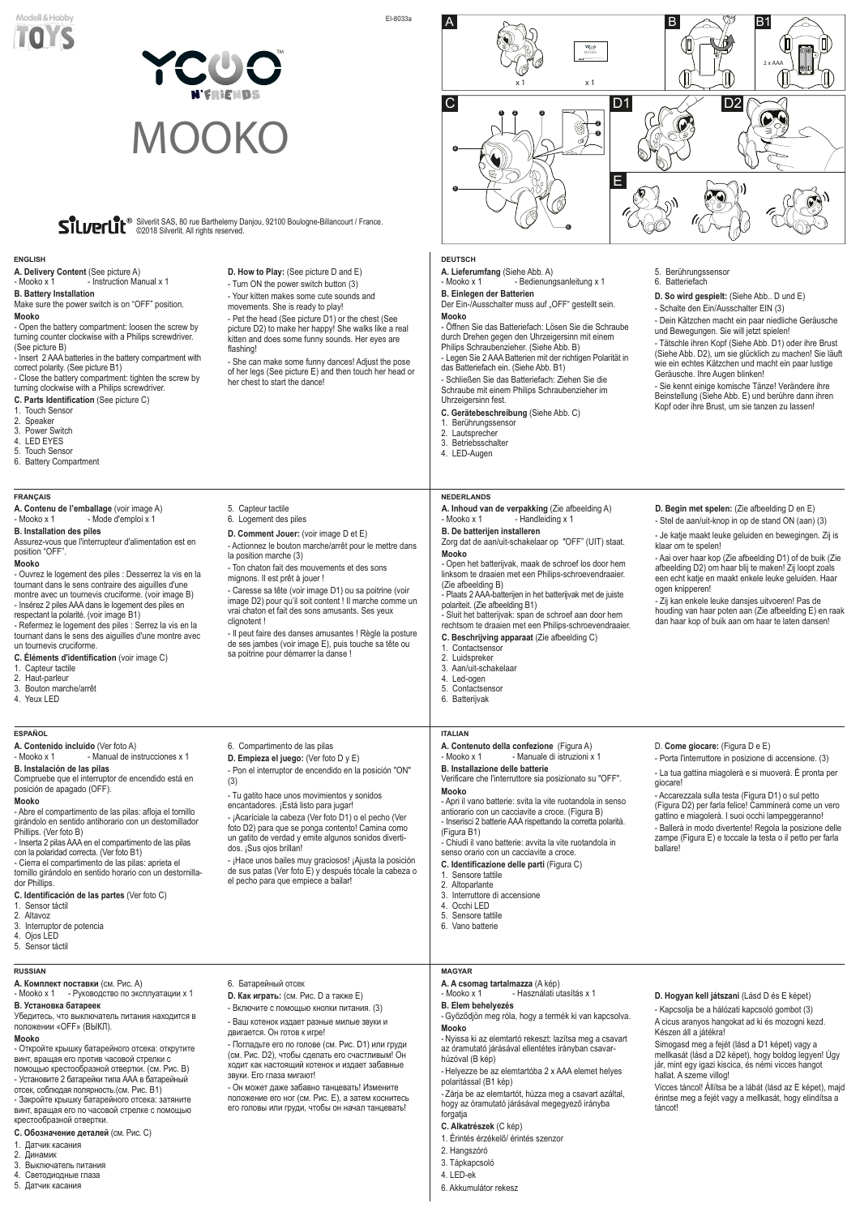EI-8033a

# MOOKO

Silverlit SAS, 80 rue Barthelemy Danjou, 92100 Boulogne-Billancourt / France.
©2018 Silverlit. All rights reserved.

## ENGLISH

**A. Delivery Content** (See picture A)
- Mooko x 1 - Instruction Manual x 1

**B. Battery Installation**
Make sure the power switch is on "OFF" position.

**Mooko**
- Open the battery compartment: loosen the screw by turning counter clockwise with a Philips screwdriver. (See picture B)
- Insert 2 AAA batteries in the battery compartment with correct polarity. (See picture B1)
- Close the battery compartment: tighten the screw by turning clockwise with a Philips screwdriver.

**C. Parts Identification** (See picture C)
1. Touch Sensor
2. Speaker
3. Power Switch
4. LED EYES
5. Touch Sensor
6. Battery Compartment

**D. How to Play:** (See picture D and E)
- Turn ON the power switch button (3)
- Your kitten makes some cute sounds and movements. She is ready to play!
- Pet the head (See picture D1) or the chest (See picture D2) to make her happy! She walks like a real kitten and does some funny sounds. Her eyes are flashing!
- She can make some funny dances! Adjust the pose of her legs (See picture E) and then touch her head or her chest to start the dance!

## DEUTSCH

**A. Lieferumfang** (Siehe Abb. A)
- Mooko x 1 - Bedienungsanleitung x 1

**B. Einlegen der Batterien**
Der Ein-/Ausschalter muss auf „OFF" gestellt sein.

**Mooko**
- Öffnen Sie das Batteriefach: Lösen Sie die Schraube durch Drehen gegen den Uhrzeigersinn mit einem Philips Schraubenzieher. (Siehe Abb. B)
- Legen Sie 2 AAA Batterien mit der richtigen Polarität in das Batteriefach ein. (Siehe Abb. B1)
- Schließen Sie das Batteriefach: Ziehen Sie die Schraube mit einem Philips Schraubenzieher im Uhrzeigersinn fest.

**C. Gerätebeschreibung** (Siehe Abb. C)
1. Berührungssensor
2. Lautsprecher
3. Betriebsschalter
4. LED-Augen
5. Berührungssensor
6. Batteriefach

**D. So wird gespielt:** (Siehe Abb.. D und E)
- Schalte den Ein/Ausschalter EIN (3)
- Dein Kätzchen macht ein paar niedliche Geräusche und Bewegungen. Sie will jetzt spielen!
- Tätschle ihren Kopf (Siehe Abb. D1) oder ihre Brust (Siehe Abb. D2), um sie glücklich zu machen! Sie läuft wie ein echtes Kätzchen und macht ein paar lustige Geräusche. Ihre Augen blinken!
- Sie kennt einige komische Tänze! Verändere ihre Beinstellung (Siehe Abb. E) und berühre dann ihren Kopf oder ihre Brust, um sie tanzen zu lassen!

## FRANÇAIS

**A. Contenu de l'emballage** (voir image A)
- Mooko x 1 - Mode d'emploi x 1

**B. Installation des piles**
Assurez-vous que l'interrupteur d'alimentation est en position "OFF".

**Mooko**
- Ouvrez le logement des piles : Desserrez la vis en la tournant dans le sens contraire des aiguilles d'une montre avec un tournevis cruciforme. (voir image B)
- Insérez 2 piles AAA dans le logement des piles en respectant la polarité. (voir image B1)
- Refermez le logement des piles : Serrez la vis en la tournant dans le sens des aiguilles d'une montre avec un tournevis cruciforme.

**C. Éléments d'identification** (voir image C)
1. Capteur tactile
2. Haut-parleur
3. Bouton marche/arrêt
4. Yeux LED
5. Capteur tactile
6. Logement des piles

**D. Comment Jouer:** (voir image D et E)
- Actionnez le bouton marche/arrêt pour le mettre dans la position marche (3)
- Ton chaton fait des mouvements et des sons mignons. Il est prêt à jouer !
- Caresse sa tête (voir image D1) ou sa poitrine (voir image D2) pour qu'il soit content ! Il marche comme un vrai chaton et fait des sons amusants. Ses yeux clignotent !
- Il peut faire des danses amusantes ! Règle la posture de ses jambes (voir image E), puis touche sa tête ou sa poitrine pour démarrer la danse !

## NEDERLANDS

**A. Inhoud van de verpakking** (Zie afbeelding A)
- Mooko x 1 - Handleiding x 1

**B. De batterijen installeren**
Zorg dat de aan/uit-schakelaar op "OFF" (UIT) staat.

**Mooko**
- Open het batterijvak, maak de schroef los door hem linksom te draaien met een Philips-schroevendraaier. (Zie afbeelding B)
- Plaats 2 AAA-batterijen in het batterijvak met de juiste polariteit. (Zie afbeelding B1)
- Sluit het batterijvak: span de schroef aan door hem rechtsom te draaien met een Philips-schroevendraaier.

**C. Beschrijving apparaat** (Zie afbeelding C)
1. Contactsensor
2. Luidspreker
3. Aan/uit-schakelaar
4. Led-ogen
5. Contactsensor
6. Batterijvak

**D. Begin met spelen:** (Zie afbeelding D en E)
- Stel de aan/uit-knop in op de stand ON (aan) (3)
- Je katje maakt leuke geluiden en bewegingen. Zij is klaar om te spelen!
- Aai over haar kop (Zie afbeelding D1) of de buik (Zie afbeelding D2) om haar blij te maken! Zij loopt zoals een echt katje en maakt enkele leuke geluiden. Haar ogen knipperen!
- Zij kan enkele leuke dansjes uitvoeren! Pas de houding van haar poten aan (Zie afbeelding E) en raak dan haar kop of buik aan om haar te laten dansen!

## ESPAÑOL

**A. Contenido incluido** (Ver foto A)
- Mooko x 1 - Manual de instrucciones x 1

**B. Instalación de las pilas**
Compruebe que el interruptor de encendido está en posición de apagado (OFF).

**Mooko**
- Abre el compartimento de las pilas: afloja el tornillo girándolo en sentido antihorario con un destornillador Phillips. (Ver foto B)
- Inserta 2 pilas AAA en el compartimento de las pilas con la polaridad correcta. (Ver foto B1)
- Cierra el compartimento de las pilas: aprieta el tornillo girándolo en sentido horario con un destornillador Phillips.

**C. Identificación de las partes** (Ver foto C)
1. Sensor táctil
2. Altavoz
3. Interruptor de potencia
4. Ojos LED
5. Sensor táctil
6. Compartimento de las pilas

**D. Empieza el juego:** (Ver foto D y E)
- Pon el interruptor de encendido en la posición "ON" (3)
- Tu gatito hace unos movimientos y sonidos encantadores. ¡Está listo para jugar!
- ¡Acariciale la cabeza (Ver foto D1) o el pecho (Ver foto D2) para que se ponga contento! Camina como un gatito de verdad y emite algunos sonidos divertidos. ¡Sus ojos brillan!
- ¡Hace unos bailes muy graciosos! ¡Ajusta la posición de sus patas (Ver foto E) y después tócale la cabeza o el pecho para que empiece a bailar!

## ITALIAN

**A. Contenuto della confezione** (Figura A)
- Mooko x 1 - Manuale di istruzioni x 1

**B. Installazione delle batterie**
Verificare che l'interruttore sia posizionato su "OFF".

**Mooko**
- Apri il vano batterie: svita la vite ruotandola in senso antiorario con un cacciavite a croce. (Figura B)
- Inserisci 2 batterie AAA rispettando la corretta polarità. (Figura B1)
- Chiudi il vano batterie: avvita la vite ruotandola in senso orario con un cacciavite a croce.

**C. Identificazione delle parti** (Figura C)
1. Sensore tattile
2. Altoparlante
3. Interruttore di accensione
4. Occhi LED
5. Sensore tattile
6. Vano batterie

D. **Come giocare:** (Figura D e E)
- Porta l'interruttore in posizione di accensione. (3)
- La tua gattina miagolerà e si muoverà. È pronta per giocare!
- Accarezzala sulla testa (Figura D1) o sul petto (Figura D2) per farla felice! Camminerà come un vero gattino e miagolerà. I suoi occhi lampeggeranno!
- Ballerà in modo divertente! Regola la posizione delle zampe (Figura E) e toccale la testa o il petto per farla ballare!

## RUSSIAN

**A. Комплект поставки** (см. Рис. A)
- Mooko x 1 - Руководство по эксплуатации x 1

**B. Установка батареек**
Убедитесь, что выключатель питания находится в положении «OFF» (ВЫКЛ).

**Mooko**
- Откройте крышку батарейного отсека: открутите винт, вращая его против часовой стрелки с помощью крестообразной отвертки. (см. Рис. B)
- Установите 2 батарейки типа AAA в батарейный отсек, соблюдая полярность.(см. Рис. B1)
- Закройте крышку батарейного отсека: затяните винт, вращая его по часовой стрелке с помощью крестообразной отвертки.

**C. Обозначение деталей** (см. Рис. C)
1. Датчик касания
2. Динамик
3. Выключатель питания
4. Светодиодные глаза
5. Датчик касания
6. Батарейный отсек

**D. Как играть:** (см. Рис. D а также E)
- Включите с помощью кнопки питания. (3)
- Ваш котенок издает разные милые звуки и двигается. Он готов к игре!
- Погладьте его по голове (см. Рис. D1) или груди (см. Рис. D2), чтобы сделать его счастливым! Он ходит как настоящий котенок и издает забавные звуки. Его глаза мигают!
- Он может даже забавно танцевать! Измените положение его ног (см. Рис. E), а затем коснитесь его головы или груди, чтобы он начал танцевать!

## MAGYAR

**A. A csomag tartalmazza** (A kép)
- Mooko x 1 - Használati utasítás x 1

**B. Elem behelyezés**
- Győződjön meg róla, hogy a termék ki van kapcsolva.

**Mooko**
- Nyissa ki az elemtartó rekeszt: lazítsa meg a csavart az óramutató járásával ellentétes irányban csavarhúzóval (B kép)
- Helyezze be az elemtartóba 2 x AAA elemet helyes polaritással (B1 kép)
- Zárja be az elemtartót, húzza meg a csavart azáltal, hogy az óramutató járásával megegyező irányba forgatja

**C. Alkatrészek** (C kép)
1. Érintés érzékelő/ érintés szenzor
2. Hangszóró
3. Tápkapcsoló
4. LED-ek
6. Akkumulátor rekesz

**D. Hogyan kell játszani** (Lásd D és E képet)
- Kapcsolja be a hálózati kapcsoló gombot (3)
A cicus aranyos hangokat ad ki és mozogni kezd. Készen áll a játékra!
Simogasd meg a fejét (lásd a D1 képet) vagy a mellkasát (lásd a D2 képet), hogy boldog legyen! Úgy jár, mint egy igazi kiscica, és némi vicces hangot hallat. A szeme villog!
Vicces táncol! Állítsa be a lábát (lásd az E képet), majd érintse meg a fejét vagy a mellkasát, hogy elindítsa a táncot!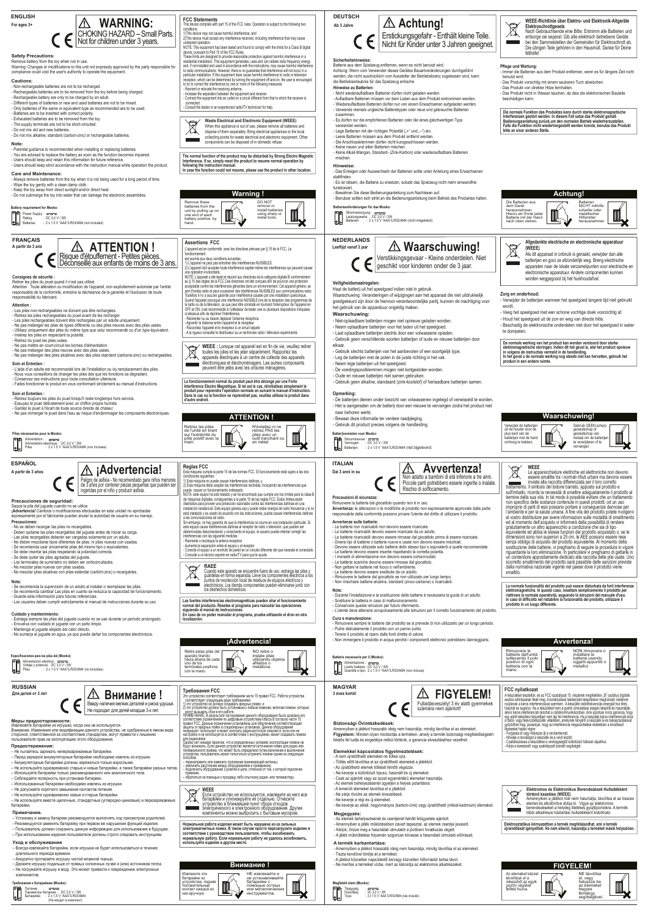# ENGLISH

**For ages 3+**

**⚠ WARNING:**
CHOKING HAZARD – Small Parts.
Not for children under 3 years.

**Safety Precautions:**
Remove battery from the toy when not in use.
Warning: Changes or modifications to this unit not expressly approved by the party responsible for compliance could void the user's authority to operate the equipment.

**Cautions:**
- Non-rechargeable batteries are not to be recharged.
- Rechargeable batteries are to be removed from the toy before being charged.
- Rechargeable battery are only to be charged by an adult.
- Different types of batteries or new and used batteries are not to be mixed.
- Only batteries of the same or equivalent type as recommended are to be used.
- Batteries are to be inserted with correct polarity.
- Exhausted batteries are to be removed from the toy.
- The supply terminals are not to be short-circuited.
- Do not mix old and new batteries.
- Do not mix alkaline, standard (carbon-zinc) or rechargeable batteries.

**Note:**
- Parental guidance is recommended when installing or replacing batteries.
- You are advised to replace the battery as soon as the function becomes impaired.
- Users should keep and retain this information for future reference.
- Users should keep strict accordance with the instruction manual while operation the product.

**Care and Maintenance:**
- Always remove batteries from the toy when it is not being used for a long period of time.
- Wipe the toy gently with a clean damp cloth.
- Keep the toy away from direct sunlight and/or direct heat.
- Do not submerge the toy into water that can damage the electronic assemblies.

**Battery requirement for Mooko:**
Power Supply :
Rating : DC 3.0 V / 3W
Batteries : 2 x 1.5 V "AAA"/LR03/AM4 (not included)

**FCC Statements**
This device complies with part 15 of the FCC rules. Operation is subject to the following two conditions.
1) This device may not cause harmful interference, and
2) This device must accept any interference received, including interference that may cause undesired operation.
NOTE: This equipment has been tested and found to comply with the limits for a Class B digital device, pursuant to Part 15 of the FCC Rules.
These limits are designed to provide reasonable protection against harmful interference in a residential installation. This equipment generates, uses and can radiate radio frequency energy and, if not installed and used in accordance with the instructions, may cause harmful interference to radio communications. However, there is no guarantee that interference will not occur in a particular installation. If this equipment does cause harmful interference to radio or television reception, which can be determined by turning the equipment off and on, the user is encouraged to try to correct the interference by one or more of the following measures:
- Reorient or relocate the receiving antenna.
- Increase the separation between the equipment and receiver.
- Connect the equipment into an outlet on a circuit different from that to which the receiver is connected.
- Consult the dealer or an experienced radio/TV technician for help.

**Waste Electrical and Electronic Equipment (WEEE)**
When this appliance is out of use, please remove all batteries and dispose of them separately. Bring electrical appliances to the local collecting points for waste electrical and electronic equipment. Other components can be disposed of in domestic refuse.

**The normal function of the product may be disturbed by Strong Electro Magnetic Interference. If so, simply reset the product to resume normal operation by following the instruction manual.**
**In case the function could not resume, please use the product in other location.**

**Warning !**
Remove these batteries from the unit by pulling up on one end of each battery positive by hand.
DO NOT remove or install batteries using sharp or metal tools.

# DEUTSCH

**Ab 3 Jahre**

**⚠ Achtung!**
Erstickungsgefahr - Enthält kleine Teile.
Nicht für Kinder unter 3 Jahren geeignet.

**Sicherheitshinweise:**
Batterie aus dem Spielzeug entfernen, wenn es nicht benutzt wird.
Achtung: Wenn vom Verwender dieses Gerätes Bauartveränderungen durchgeführt werden, die nicht ausdrücklich vom Aussteller der Betriebslizenz zugelassen sind, kann die Betriebserlaubnis für das Spielzeug erlösche

**Hinweise zu Batterien:**
- Nicht wiederaufladbare Batterien dürfen nicht geladen werden.
- Aufladbare Batterien müssen vor dem Laden aus dem Produkt entnommen werden.
- Wiederaufladbare Batterien dürfen nur von einem Erwachsenen aufgeladen werden.
- Verwende niemals ungleiche Batterietypen oder neue und gebrauchte Batterien zusammen.
- Es dürfen nur die empfohlenen Batterien oder die eines gleichwertigen Typs verwendet werden.
- Lege Batterien mit der richtigen Polarität („+" und „–") ein.
- Leere Batterien müssen aus dem Produkt entfernt werden.
- Die Anschlussklemmen dürfen nicht kurzgeschlossen werden.
- Keine neuen und alten Batterien mischen.
- Keine Alkali-Mangan, Standard- (Zink-Karbon) oder wiederaufladbare Batterien mischen.

**Hinweise:**
- Das Einlegen oder Auswechseln der Batterien sollte unter Anleitung eines Erwachsenen stattfinden.
- Es ist ratsam, die Batterie zu ersetzen, sobald das Spielzeug nicht mehr einwandfrei funktioniert.
- Bewahren Sie diese Bedienungsanleitung zum Nachlesen auf.
- Benutzer sollten sich strikt an die Bedienungsanleitung beim Betrieb des Produktes halten.

**Batterieanforderungen für das Mooko:**
Stromversorgung :
Leistungswerte : DC 3.0 V / 3W
Batterien : 2 x 1.5 V "AAA"/LR03/AM4 (nicht mitgeliefert)

**WEEE-Richtlinie über Elektro- und Elektronik-Altgeräte Elektroschrottgesetz**
Nach Gebrauchsende eine Bitte: Entnimm alle Batterien und entsorge sie separat. Gib alte elektrisch betriebene Geräte bei den Sammelstellen der Gemeinden für Elektroschrott ab. Die übrigen Teile gehören in den Hausmüll. Danke für Deine Mithilfe!

**Pflege und Wartung:**
- Immer die Batterien aus dem Produkt entfernen, wenn es für längere Zeit nicht benutzt wird.
- Das Produkt vorsichtig mit einem sauberen Tuch abwischen.
- Das Produkt von direkter Hitze fernhalten.
- Das Produkt nicht in Wasser tauchen, da dies die elektronischen Bauteile beschädigen kann.

**Die normale Funktion des Produktes kann durch starke elektromagnetische Interferenzen gestört werden. In diesem Fall setze das Produkt gemäß Bedienungsanleitung zurück,um den normalen Betrieb wiederherzustellen. Falls die Funktion nicht wiederhergestellt werden konnte, benutze das Produkt bitte an einer anderen Stelle.**

**Achtung!**
Die Batterien aus dem Gerät herausnehmen. Hierzu ein Ende jeder Batterie mit der Hand nach oben ziehen.
Batterien NICHT mithilfe scharfer oder metallischer Hilfsmittel herausnehmen

# FRANÇAIS

**A partir de 3 ans**

**⚠ ATTENTION !**
Risque d'étouffement - Petites pièces.
Déconseillé aux enfants de moins de 3 ans.

**Consignes de sécurité :**
Retirer les piles du jouet quand il n'est pas utilisé.
Attention : Toute altération ou modification de l'appareil, non explicitement autorisée par l'entité responsable de la conformité, entraîne la déchéance de la garantie et l'exclusion de toute responsabilité du fabricant.

**Attention :**
- Les piles non-rechargeables ne doivent pas être rechargées.
- Retirez les piles rechargeables du jouet avant de les recharger.
- Les piles rechargeables doivent être rechargées par un adulte uniquement.
- Ne pas mélanger les piles de types différents ou des piles neuves avec des piles usées.
- Utilisez uniquement des piles du même type ou d'un type équivalent à celui recommandé.
- Insérez les piles en respectant la polarité.
- Retirez du jouet les piles usées.
- Ne pas mettre en court-circuit les bornes d'alimentation.
- Ne pas mélanger des piles neuves avec des piles usées.
- Ne pas mélanger des piles alcalines avec des piles standard (carbone-zinc) ou rechargeables.

**Soin et Entretien :**
- L'aide d'un adulte est recommandé lors de l'installation ou du remplacement des piles.
- Nous vous conseillons de changer les piles dès que les fonctions se dégradent.
- Conservez ces instructions pour toute consultation ultérieure.
- Faites fonctionner le produit en vous conformant strictement au manuel d'instructions.

**Soin et Entretien :**
- Retirez toujours les piles du jouet lorsqu'il reste longtemps hors service.
- Essuyez le jouet délicatement avec un chiffon propre humide.
- Gardez le jouet à l'écart de toute source directe de chaleur.
- Ne pas immerger le jouet dans l'eau au risque d'endommager les composants électroniques.

**Piles nécessaires pour le Mooko:**
Alimentation :
Alimentation électrique : DC 3.0 V / 3W
Piles : 2 x 1.5 V "AAA"/LR03/AM4 (non incluses)

**Assertions FCC**
L'appareil est en conformité avec les directives prévues par § 15 de la FCC. Le fonctionnement est soumis aux deux conditions suivantes :
1) L'appareil ne peut pas entraîner des interférences NUISIBLES.
2) L'appareil doit accepter toute interférence captée même les interférences qui peuvent causer une opération indésirable.
NOTE : L'appareil a été testé et répond aux directives de la catégorie digitale B conformément au § 15 des règles de la FCC. Ces directives ont été conçues afin de procurer une protection acceptable contre les interférences gênantes dans un environnement. Cet appareil génère, se sert de l'ondes radio et peut occasionner des interférences NUISIBLES aux communications radio. Toutefois il n'y a aucune garantie pour interférence causée par une installation quelconque. Quand l'appareil provoque une interférence NUISIBLE lors de la réception des programmes de la radio ou de la télévision, ce qui peut être constaté en tournant l'interrupteur de l'appareil en OFF et ON, il est recommandé à l'utilisateur de tester une ou plusieurs dispositions indiquées ci-dessous afin de remédier l'interférence.
- Réorienter ou au besoin déplacer l'antenne réceptrice.
- Agrandir la distance entre l'appareil et le récepteur.
- Raccordez l'appareil et le récepteur à un circuit séparé.
- A la rigueur consulter le distributeur ou un technicien radio / télévision expérimenté.

**WEEE :** Lorsque cet appareil est en fin de vie, veuillez retirer toutes les piles et les jeter séparément. Rapportez les appareils électriques à un centre de collecte des appareils électroniques et électroménagers. Les autres composants peuvent être jetés avec les ordures ménagères.

**Le fonctionnement normal du produit peut être dérangé par une Forte Interférence Electro Magnétique. Si tel est le cas, réinitialisez simplement le produit pour reprendre l'opération normale en suivant le manuel d'instruction. Dans le cas où la fonction ne reprendrait pas, veuillez utilisez le produit dans d'autre endroit.**

**ATTENTION !**
Retirez les piles de l'unité en tirant sur l'extrémité du pôle positif avec la main.
N'installez ni ne retirez PAS les piles avec un outil tranchant ou en métal.

# NEDERLANDS

**Leeftijd vanaf 3 jaar**

**⚠ Waarschuwing!**
Verstikkingsgevaar - Kleine onderdelen. Niet geschikt voor kinderen onder de 3 jaar.

**Veiligheidsmaatregelen:**
Haal de batterij uit het speelgoed indien niet in gebruik.
Waarschuwing: Veranderingen of wijzigingen aan het apparaat die niet uitdrukkelijk goedgekeurd zijn door de hiervoor verantwoordelijke partij, kunnen de machtiging voor het gebruik van de apparatuur ongeldig maken.

**Waarschuwing:**
- Niet-oplaadbare batterijen mogen niet opnieuw geladen worden.
- Neem oplaadbare batterijen voor het laden uit het speelgoed.
- Laat oplaadbare batterijen slechts door een volwassene opladen.
- Gebruik geen verschillende soorten batterijen of oude en nieuwe batterijen door elkaar.
- Gebruik slechts batterijen van het aanbevolen of een soortgelijk type.
- Leg de batterijen met de polen in de juiste richting in het vak.
- Neem lege batterijen uit het speelgoed.
- De voedingsaansluitingen mogen niet kortgesloten worden.
- Oude en nieuwe batterijen niet samen gebruiken.
- Gebruik geen alkaline, standaard (zink-koolstof) of herlaadbare batterijen samen.

**Opmerking:**
- De batterijen dienen onder toezicht van volwassenen ingelegd of verwisseld te worden.
- Het is aangeraden om de batterij door een nieuwe te vervangen zodra het product niet naar behoren werkt.
- Bewaar deze informatie ter verdere raadpleging.
- Gebruik dit product precies volgens de handleiding.

**Batterijvereisten voor Mooko:**
Stroomtoevoer :
Vermogen : DC 3.0 V / 3W
Batterijen : 2 x 1.5 V "AAA"/LR03/AM4 (niet bijgeleverd)

**Afgedankte electrische en electronische apparatuur (WEEE)**
Als dit apparaat in onbruik is geraakt, verwijder dan alle batterijen en gooi ze afzonderlijk weg. Breng electrische apparaten naar de lokale verzamelpunten voor electrische en electronische apparatuur. Andere componenten kunnen worden weggegooid bij het huishoudafval.

**Zorg en onderhoud:**
- Verwijder de batterijen wanneer het speelgoed langere tijd niet gebruikt wordt.
- Veeg het speelgoed met een schone vochtige doek voorzichtig af.
- Houd het speelgoed uit de zon en weg van directe hitte.
- Beschadig de elektronische onderdelen niet door het speelgoed in water te dompelen.

**De normale werking van het product kan worden verstoord door sterke elektromagnetische storingen. Indien dit het geval is, stel het product opnieuw in volgens de instructies vermeld in de handleiding. In het geval de normale werking nog steeds niet kan hervatten, gebruik het product in een andere ruimte.**

**Waarschuwing!**
Verwijder de batterijen uit de houder door de plus kant van de batterijen met de hand omhoog te trekken.
Gebruik GEEN scherp gereedschap of gereedschap van metaal om de batterijen te verwijderen of te vervangen.

# ESPAÑOL

**A partir de 3 años**

**⚠ ¡Advertencia!**
Peligro de asfixia - No recomendado para niños menores de 3 años por contener piezas pequeñas que pueden ser ingeridas por el niño y producir asfixia.

**Precauciones de seguridad:**
Saque la pila del juguete cuando no se utilice.
¡Advertencia! Cambios o modificaciones efectuadas en esta unidad no aprobadas expresamente por el fabricante pueden anular la autoridad de usuario en su manejo.

**Precauciones:**
- No se deben recargar las pilas no recargables.
- Deben quitarse las pilas recargables del juguete antes de iniciar su carga.
- Las pilas recargables deberán ser cargadas solamente por un adulto.
- No deben mezclarse tipos diferentes de pilas, ni pilas nuevas con usadas.
- Se recomienda usar únicamente pilas del mismo tipo o equivalentes.
- Se debe insertar las pilas respetando la polaridad correcta.
- Se debe quitar las pilas agotadas del juguete.
- Los terminales de suministro no deben ser cortocircuitados.
- No mezclar pilas nuevas con pilas usadas.
- No mezclar pilas alcalinas con pilas estándar (carbón-zinc) o recargables.

**Nota:**
- Se recomienda la supervisión de un adulto al instalar o reemplazar las pilas.
- Se recomienda cambiar Las pilas en cuanto se reduzca la capacidad de funcionamiento.
- Guarde esta información para futuras referencias.
- Los usuarios deben cumplir estrictamente el manual de instrucciones durante su uso.

**Cuidado y mantenimiento:**
- Extraiga siempre las pilas del juguete cuando no se use durante un período prolongado.
- Envuelva con cuidado el juguete con un paño limpio.
- Mantenga el juguete alejado del calor directo.
- No sumerja el juguete en agua, ya que puede dañar los componentes electrónicos.

**Especificaciones para las pilas del (Mooko):**
Alimentación eléctrica :
Voltaje y potencia : DC 3.0 V / 3W
Pilas : 2 x 1.5 V "AAA"/LR03/AM4 (no incluidas)

**Reglas FCC**
Esta máquina cumple la parte 15 de las normas FCC. El funcionamiento está sujeto a las dos condiciones siguientes:
1) Esta máquina no puede causar interferencias dañinas, y
2) Esta máquina debe aceptar las interferencias recibidas, incluyendo las interferencias que pueda causar un funcionamiento indeseado.
NOTA: este equipo ha sido testado y se ha encontrado que cumple con los límites para la clase B de máquinas digitales, consiguientes a la parte 15 de las reglas FCC. Estos límites están diseñados para proveer una protección razonable contra las interferencias dañinas en una instalación residencial. Este equipo genera,usa y puede radiar energía de radio frecuencia y si no está instalado y es usado de acuerdo con las instrucciones, puede causar interferencias dañinas a las comunicaciones de radio.
Sin embargo, no hay garantía de que la interferencia no ocurra en una instalación particular. Si este equipo causa interferencias dañinas al receptor de radio o televisión, que pueden ser determinadas desconectando y conectando el equipo, el usuario puede intentar corregir las interferencias con las siguientes medidas :
- Reoriente o recoloque la antena receptora
- Aumente la separación entre el equipo y el receptor
- Conecte el equipo a un enchufe de pared en un circuito diferente del que necesita el conectado.
- Consulte a un técnico experto en radio/TV para que le ayude.

**RAEE**
Cuando este aparato se encuentre fuera de uso, extraiga las pilas y guárdelas en forma separada. Lleve los componentes eléctricos a los puntos de recolección local de residuos de equipos eléctricos y electrónicos. Los demás componentes pueden eliminarse junto con los deshechos domésticos.

**Las fuertes interferencias electromagnéticas pueden alterar el funcionamiento normal del producto. Resetee el programa para reanudar las operaciones siguiendo el manual de instrucciones.**
**En caso de no poder reanudar el programa, pruebe utilizando el dron en otra localización.**

**¡Advertencia!**
Retire estas pilas del aparato tirando hacia afuera de cada uno de los terminales positivos con la mano.
NO retire o instale las pilas utilizando objetos afilados o metálicos.

# ITALIAN

**Dai 3 anni in su**

**⚠ Avvertenza!**
Non adatto a bambini di età inferiore a tre anni.
Piccole parti potrebbero essere ingerite o inalate.
Rischio di soffocamento.

**Precauzioni di sicurezza:**
Rimuovere la batteria dal giocattolo quando non è in uso.
Avvertenza: le alterazioni o le modifiche al prodotto non espressamente approvate dalla parte responsabile della conformità possono privare l'utente del diritto di utilizzare il prodotto.

**Avvertenze sulle batterie:**
- Le batterie non ricaricabili non devono essere ricaricate.
- Le batterie ricaricabili devono essere rimosse dal giocattolo prima di essere ricaricate.
- Le batterie ricaricabili devono essere ricaricate da un adulto.
- Diversi tipi di batterie o batterie nuove e usate non devono essere mischiati.
- Devono essere utilizzate solo batterie dello stesso tipo o equivalenti a quelle raccomandate.
- Le batterie devono essere inserite rispettando la corretta polarità.
- I morsetti di alimentazione non devono essere cortocircuitati.
- Le batterie scariche devono essere rimosse dal giocattolo.
- Non gettare le batterie nel fuoco o nell'ambiente.
- Le batterie devono essere sostituite da un adulto.
- Rimuovere le batterie dal giocattolo se non utilizzato per lungo tempo.
- Non mischiare batterie alcaline, standard (zinco-carbone) o ricaricabili.

**Note:**
- Durante l'installazione e la sostituzione delle batterie è necessaria la guida di un adulto.
- Sostituire la batteria in caso di malfunzionamento.
- Conservare queste istruzioni per futuri riferimenti.
- L'utente deve attenersi scrupolosamente alle istruzioni per il corretto funzionamento del prodotto.

**Cura e manutenzione:**
- Rimuovere sempre le batterie dal prodotto se si prevede di non utilizzarlo per un lungo periodo.
- Pulire delicatamente il prodotto con un panno pulito.
- Tenere il prodotto al riparo dalle fonti dirette di calore.
- Non immergere il prodotto in acqua perché i componenti elettronici potrebbero danneggiarsi.

**Batterie necessarie per il (Mooko):**
Alimentazione :
Livello batteria : DC 3.0 V / 3W
Quantità e tipo : 2 x 1.5 V "AAA"/LR03/AM4 (non incluse)

**WEEE**
Le apparecchiature elettriche ed elettroniche non devono essere smaltite tra i normali rifiuti urbani ma devono essere inviate alla raccolta differenziata per il loro corretto trattamento. Il simbolo del bidone barrato, apposto sul prodotto e sull'imballo, ricorda la necessità di smaltire adeguatamente il prodotto al termine della sua vita. In tal modo è possibile evitare che un trattamento non specifico delle sostanze contenute in questi prodotti, od un uso improprio di parti di essi possano portare a conseguenze dannose per l'ambiente e per la salute umana. A fine vita del prodotto potete rivolgervi al vostro distributore per avere informazioni sulle modalità di smaltimento ed al momento dell'acquisto vi informerà della possibilità di rendere gratuitamente un altro apparecchio a condizione che sia di tipo equivalente ed abbia le stesse funzioni del prodotto acquistato o, se le dimensioni sono non superiori a 25 cm, le AEE possono essere rese senza obbligo di acquisto del prodotto equivalente. Al momento della sostituzione delle batterie, vi preghiamo di seguire la procedura in vigore riguardante la loro eliminazione. In particolare vi preghiamo di gettarle in un contenitore appositamente dedicato alla raccolta delle pile usate. Uno scorretto smaltimento del prodotto sarà passibile delle sanzioni previste dalla normativa nazionale vigente nel paese dove il prodotto viene smaltito.

**La normale funzionalità del prodotto può essere disturbata da forti interferenze elettromagnetiche. In questo caso, resettare semplicemente il prodotto per riattivare la normale operatività, seguendo le istruzioni del manuale d'uso. In caso di difficoltà nel ristabilire la funzionalità del prodotto, utilizzare il prodotto in un luogo differente.**

**Avvertenza!**
Rimuovere le batterie dall'unità sollevando il polo positivo di ogni batteria con la mano.
NON rimuovere e installare le batterie usando oggetti appuntiti o metallici.

# RUSSIAN

**Для детей от 3 лет**

**⚠ Внимание !**
Ввиду наличия мелких деталей и риска удушья.
Не подходит для детей младше 3-х лет.

**Меры предосторожности:**
Извлеките батарейки из игрушки, когда она не используется.
Внимание. Изменения или модификации данного устройства, не одобренные в явном виде стороной, ответственной за соответствие стандартам, могут привести к лишению пользователя права на эксплуатацию этого оборудования.

**Предостережения:**
– Не пытайтесь заряжать неперезаряжаемые батарейки.
– Перед зарядкой аккумуляторные батарейки необходимо извлечь из игрушки.
– Аккумуляторные батарейки должны заряжаться только взрослым.
– Не используйте одновременно старые и новые батарейки, а также батарейки разных типов.
– Используйте батарейки только рекомендованного или аналогичного типа.
– Соблюдайте полярность при установке батареек.
– Использованные батарейки необходимо извлечь из игрушки.
– Не допускайте короткого замыкания контактов питания.
– Не используйте одновременно новые и старые батарейки.
– Не используйте вместе щелочные, стандартные (углеродно-цинковые) и перезаряжаемые батарейки.

**Примечание.**
– Установку и замену батарей рекомендуется выполнять под присмотром родителей.
– Рекомендуется заменять батарейку при первом же нарушении функций изделия.
– Пользователь должен сохранить данную информацию для использования в будущем.
– При использовании изделия пользователи должны строго следовать инструкциям.

**Уход и обслуживание**
– Всегда извлекайте батарейки, если игрушка не будет использоваться в течение длительного периода времени.
– Аккуратно протирайте игрушку чистой влажной тканью.
– Держите игрушку подальше от прямых солнечных лучей и (или) источников тепла.
– Не погружайте игрушку в воду. Это может привести к повреждению электронных компонентов.

**Требования к батарейкам (Mooko):**
Питание :
Параметры батареек : DC 3.0 V / 3W
Батарейки : 2 x 1.5 V "AAA"/LR03/AM4
(Не входят в комплект)

**Требования FCC**
Это устройство соответствует требованиям части 15 правил FCC. Работа устройства соответствует следующим двум требованиям:
1) это устройство не должно создавать вредных помех; и
2) это устройство должно быть устойчиво к любым помехам, включая помехи, которые могут вызывать сбои в его работе.
ПРИМЕЧАНИЕ. В результате тестирования данного оборудования было доказано его соответствие ограничениям по цифровым устройствам класса B согласно части 15 правил FCC. Данные ограничения установлены для обеспечения соответствующей защиты от вредных помех в стационарных установках. Данное оборудование генерирует, использует и может излучать радиочастотную энергию и, если оно не настроено и не используется в соответствии с инструкциями, может создавать помехи для радиосвязи.
Однако нет никакой гарантии, что в определенных условиях эксплуатации помехи не будут возникать. Если данное устройство является источником помех для радио или телевизионного приема, что может быть определено путем включения и выключения устройства, пользователь может попытаться устранить помехи одним из следующих способов:
– переориентировать или изменить положение принимающей антенны;
– увеличить расстояние между оборудованием и приемником;
– подключить оборудование к розетке в цепи, отличной от той, к которой подключен приемник;
– обратиться за помощью к продавцу либо опытному радио- или телемастеру.

**WEEE**
Если устройство не используется, извлеките из него все батарейки и утилизируйте их отдельно. Отнесите устройство в ближайший пункт сбора отходов электрического и электронного оборудования. Другие компоненты можно выбросить с бытовым мусором.

**Нормальная работа изделия может быть нарушена из-за сильных электромагнитных помех. В таком случае просто перезапустите изделие в соответствии с руководством пользователя, чтобы возобновить нормальную работу. Если нормальную работу не удалось возобновить, используйте изделие в другом месте.**

**Внимание !**
Извлеките эти батарейки из устройства, подняв положительный контакт каждой из них вручную.
НЕ извлекайте и не устанавливайте батарейки с помощью острых или металлических инструментов.

# MAGYAR

**3 éves kortól**

**⚠ FIGYELEM!**
Fulladásveszély! 3 év alatti gyermekek számára nem ajánlott!

**Biztonsági Óvintézkedések:**
Amennyiben a játékot hosszabb ideig nem használja, mindig távolítsa el az elemeket.
Figyelem: A terméken végzett olyan módosítások, amelyeket a termék biztonság megfelelőségéért felelős fél nem engedélyezett kifejezetten, a garancia elvesztését vonhatják maga után.

**Elemekkel kapcsolatos figyelmeztetések:**
- A nem újratölthető elemeket ne töltse újra.
- Töltés előtt távolítsa el az újratölthető elemeket a játékból.
- Az újratölthető elemeket felnőtt töltheti újra.
- Ne keverje a különböző típusú, használt és új elemeket.
- Csak az ajánlott vagy az azzal egyenértékű elemeket használja.
- Az elemek behelyezésénél ügyeljen a helyes polaritásra.
- A lemerült elemeket távolítsa el a játékból.
- Ne zárja rövidre az elemek kivezetéseit.
- Ne keverje a régi és új elemeket.
- Ne keverje az alkáli, hagyományos (karbon-cink) vagy újratölthető (nikkel-kadmium) elemeket.

**Megjegyzés:**
- Az elemek behelyezésénél és cseréjénél felnőtt felügyelete ajánlott.
- Amennyiben a játék működésében zavart tapasztal, az elemek cseréje javasolt.
- Kérjük, őrizze meg a használati útmutatót a jövőbeni hivatkozás végett.
- A játék működtetése folyamán szigorúan kövesse a használati útmutató előírásait.

**A termék karbantartása:**
- Amennyiben a játékot hosszabb ideig nem használja, mindig távolítsa el az elemeket.
- Tisztán kendővel törölje át a terméket.
- A játékot közvetlen napsütéstől és/vagy közvetlen hőforrástól tartsa távol.
- Ne merítse a terméket vízbe, mert az károsítja az elektromos alkatrészeket.

**Megfelelő elem (Mooko):**
Tápegység :
Feszültség : DC 3.0 V / 3W
Típus : 2 x 1.5 V "AAA"/LR03/AM4 (nem tartozék)

**FCC nyilatkozat**
A készüléket tesztelték, és az FCC-szabályzat 15. részének megfelelően „B" osztályú digitális eszköz előírásainak felelt meg. A korlátozásokat lakókörülményekben történő telepítés során felmerülő káros interferencia elleni ésszerű védelem biztosítására tervezték. A készülék rádiófrekvenciás energiát hoz létre, használ és sugároz. Ha a készüléket nem a gyártói útmutatónak megfelelően telepítik és használják, akkor káros interferenciát okozhat a rádiókommunikációban. Arra azonban nincs garancia, hogy egy adott telepítési helyzetben nem lép fel interferencia. Ha a készülék káros interferenciát okoz a rádió- vagy televízióvételben, ami a készülék ki- és bekapcsolásával ellenőrizhető, a felhasználó megpróbálhatja az interferenciát korrigálni az alábbi lépésekkel:
- Forgassa el vagy helyezze át a vevőantennát.
- Növelje a távolságot a készülék és a vevő között.
- Csatlakoztassa a készüléket a vevőegységtől különböző hálózati aljzathoz.
- Kérje a kereskedő vagy szakképzett szerelő segítségét.

**Elektromos és Elektronikus Berendezések Hulladékként történő kezelése (WEEE)**
Amennyiben a játékot már nem használja, távolítsa el az összes elemet és ezeket külön dobja ki. Vigye az elektromos berendezéseket a helyileg illetékes gyűjtőpontokra. A termék többi alkatrésze háztartási hulladékként kidobható.

**Elektrosztatikus kölcsönhatás esetén a termék meghibásodhat, ami a termék újraindítását igényelheti. Ha nem sikerül, használja a terméket másik helyszínen.**

**FIGYELEM!**
Az elemeket kézzel távolítsa el a rekeszből az egyik pozitív végüket felfelé húzva.
NE távolítsa el, vagy helyezze be az elemeket hegyes fémtárgy segítségével.